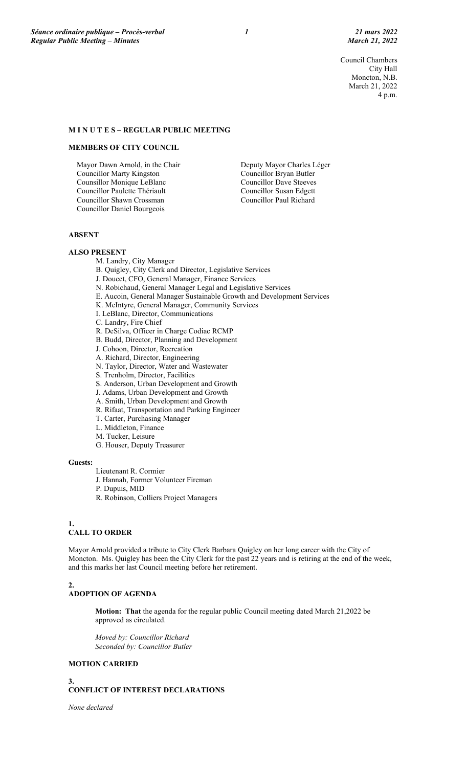Council Chambers
City Hall
Moncton, N.B.
March 21, 2022
4 p.m.

**M I N U T E S – REGULAR PUBLIC MEETING**

**MEMBERS OF CITY COUNCIL**

Mayor Dawn Arnold, in the Chair
Deputy Mayor Charles Léger
Councillor Marty Kingston
Councillor Bryan Butler
Counsillor Monique LeBlanc
Councillor Dave Steeves
Councillor Paulette Thériault
Councillor Susan Edgett
Councillor Shawn Crossman
Councillor Paul Richard
Councillor Daniel Bourgeois

**ABSENT**

**ALSO PRESENT**

M. Landry, City Manager
B. Quigley, City Clerk and Director, Legislative Services
J. Doucet, CFO, General Manager, Finance Services
N. Robichaud, General Manager Legal and Legislative Services
E. Aucoin, General Manager Sustainable Growth and Development Services
K. McIntyre, General Manager, Community Services
I. LeBlanc, Director, Communications
C. Landry, Fire Chief
R. DeSilva, Officer in Charge Codiac RCMP
B. Budd, Director, Planning and Development
J. Cohoon, Director, Recreation
A. Richard, Director, Engineering
N. Taylor, Director, Water and Wastewater
S. Trenholm, Director, Facilities
S. Anderson, Urban Development and Growth
J. Adams, Urban Development and Growth
A. Smith, Urban Development and Growth
R. Rifaat, Transportation and Parking Engineer
T. Carter, Purchasing Manager
L. Middleton, Finance
M. Tucker, Leisure
G. Houser, Deputy Treasurer

**Guests:**

Lieutenant R. Cormier
J. Hannah, Former Volunteer Fireman
P. Dupuis, MID
R. Robinson, Colliers Project Managers

**1.**
**CALL TO ORDER**

Mayor Arnold provided a tribute to City Clerk Barbara Quigley on her long career with the City of Moncton. Ms. Quigley has been the City Clerk for the past 22 years and is retiring at the end of the week, and this marks her last Council meeting before her retirement.

**2.**
**ADOPTION OF AGENDA**

**Motion: That** the agenda for the regular public Council meeting dated March 21,2022 be approved as circulated.

*Moved by: Councillor Richard*
*Seconded by: Councillor Butler*

**MOTION CARRIED**

**3.**
**CONFLICT OF INTEREST DECLARATIONS**

*None declared*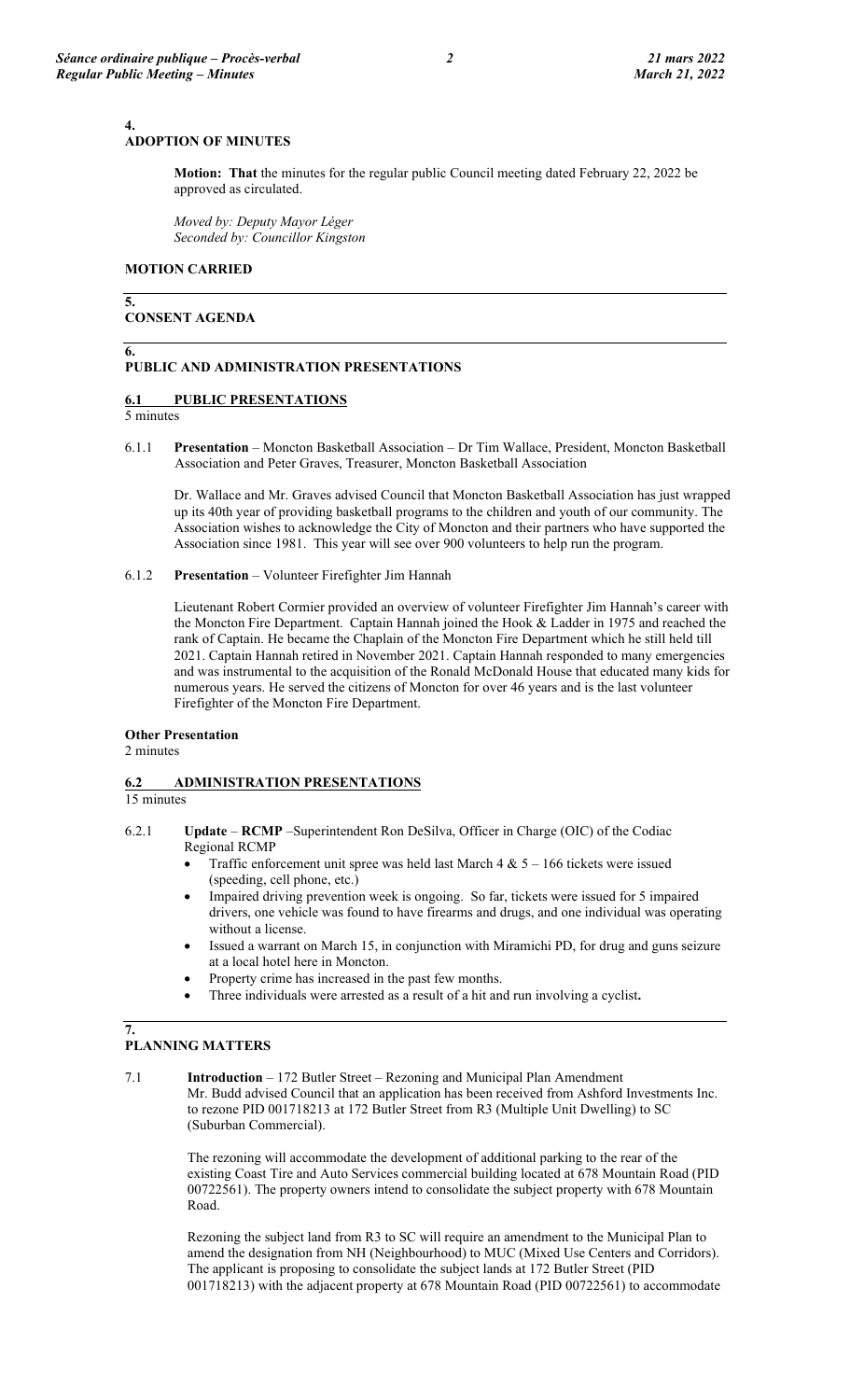## 4. ADOPTION OF MINUTES

**Motion: That** the minutes for the regular public Council meeting dated February 22, 2022 be approved as circulated.

*Moved by: Deputy Mayor Léger*
*Seconded by: Councillor Kingston*

**MOTION CARRIED**

## 5. CONSENT AGENDA

## 6. PUBLIC AND ADMINISTRATION PRESENTATIONS

### 6.1 PUBLIC PRESENTATIONS

5 minutes

6.1.1 **Presentation** – Moncton Basketball Association – Dr Tim Wallace, President, Moncton Basketball Association and Peter Graves, Treasurer, Moncton Basketball Association

Dr. Wallace and Mr. Graves advised Council that Moncton Basketball Association has just wrapped up its 40th year of providing basketball programs to the children and youth of our community. The Association wishes to acknowledge the City of Moncton and their partners who have supported the Association since 1981. This year will see over 900 volunteers to help run the program.

6.1.2 **Presentation** – Volunteer Firefighter Jim Hannah

Lieutenant Robert Cormier provided an overview of volunteer Firefighter Jim Hannah's career with the Moncton Fire Department. Captain Hannah joined the Hook & Ladder in 1975 and reached the rank of Captain. He became the Chaplain of the Moncton Fire Department which he still held till 2021. Captain Hannah retired in November 2021. Captain Hannah responded to many emergencies and was instrumental to the acquisition of the Ronald McDonald House that educated many kids for numerous years. He served the citizens of Moncton for over 46 years and is the last volunteer Firefighter of the Moncton Fire Department.

**Other Presentation**

2 minutes

### 6.2 ADMINISTRATION PRESENTATIONS

15 minutes

6.2.1 **Update** – **RCMP** –Superintendent Ron DeSilva, Officer in Charge (OIC) of the Codiac Regional RCMP

- Traffic enforcement unit spree was held last March 4 & 5 – 166 tickets were issued (speeding, cell phone, etc.)
- Impaired driving prevention week is ongoing. So far, tickets were issued for 5 impaired drivers, one vehicle was found to have firearms and drugs, and one individual was operating without a license.
- Issued a warrant on March 15, in conjunction with Miramichi PD, for drug and guns seizure at a local hotel here in Moncton.
- Property crime has increased in the past few months.
- Three individuals were arrested as a result of a hit and run involving a cyclist**.**

## 7. PLANNING MATTERS

7.1 **Introduction** – 172 Butler Street – Rezoning and Municipal Plan Amendment

Mr. Budd advised Council that an application has been received from Ashford Investments Inc. to rezone PID 001718213 at 172 Butler Street from R3 (Multiple Unit Dwelling) to SC (Suburban Commercial).

The rezoning will accommodate the development of additional parking to the rear of the existing Coast Tire and Auto Services commercial building located at 678 Mountain Road (PID 00722561). The property owners intend to consolidate the subject property with 678 Mountain Road.

Rezoning the subject land from R3 to SC will require an amendment to the Municipal Plan to amend the designation from NH (Neighbourhood) to MUC (Mixed Use Centers and Corridors). The applicant is proposing to consolidate the subject lands at 172 Butler Street (PID 001718213) with the adjacent property at 678 Mountain Road (PID 00722561) to accommodate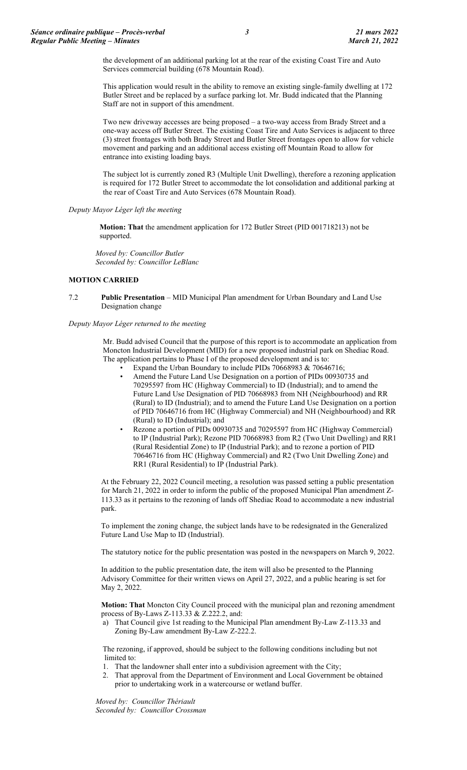the development of an additional parking lot at the rear of the existing Coast Tire and Auto Services commercial building (678 Mountain Road).

This application would result in the ability to remove an existing single-family dwelling at 172 Butler Street and be replaced by a surface parking lot. Mr. Budd indicated that the Planning Staff are not in support of this amendment.

Two new driveway accesses are being proposed – a two-way access from Brady Street and a one-way access off Butler Street. The existing Coast Tire and Auto Services is adjacent to three (3) street frontages with both Brady Street and Butler Street frontages open to allow for vehicle movement and parking and an additional access existing off Mountain Road to allow for entrance into existing loading bays.

The subject lot is currently zoned R3 (Multiple Unit Dwelling), therefore a rezoning application is required for 172 Butler Street to accommodate the lot consolidation and additional parking at the rear of Coast Tire and Auto Services (678 Mountain Road).

*Deputy Mayor Léger left the meeting*

**Motion: That** the amendment application for 172 Butler Street (PID 001718213) not be supported.

*Moved by: Councillor Butler*
*Seconded by: Councillor LeBlanc*

**MOTION CARRIED**

7.2 **Public Presentation** – MID Municipal Plan amendment for Urban Boundary and Land Use Designation change

*Deputy Mayor Léger returned to the meeting*

Mr. Budd advised Council that the purpose of this report is to accommodate an application from Moncton Industrial Development (MID) for a new proposed industrial park on Shediac Road. The application pertains to Phase I of the proposed development and is to:

- Expand the Urban Boundary to include PIDs 70668983 & 70646716;
- Amend the Future Land Use Designation on a portion of PIDs 00930735 and 70295597 from HC (Highway Commercial) to ID (Industrial); and to amend the Future Land Use Designation of PID 70668983 from NH (Neighbourhood) and RR (Rural) to ID (Industrial); and to amend the Future Land Use Designation on a portion of PID 70646716 from HC (Highway Commercial) and NH (Neighbourhood) and RR (Rural) to ID (Industrial); and
- Rezone a portion of PIDs 00930735 and 70295597 from HC (Highway Commercial) to IP (Industrial Park); Rezone PID 70668983 from R2 (Two Unit Dwelling) and RR1 (Rural Residential Zone) to IP (Industrial Park); and to rezone a portion of PID 70646716 from HC (Highway Commercial) and R2 (Two Unit Dwelling Zone) and RR1 (Rural Residential) to IP (Industrial Park).

At the February 22, 2022 Council meeting, a resolution was passed setting a public presentation for March 21, 2022 in order to inform the public of the proposed Municipal Plan amendment Z-113.33 as it pertains to the rezoning of lands off Shediac Road to accommodate a new industrial park.

To implement the zoning change, the subject lands have to be redesignated in the Generalized Future Land Use Map to ID (Industrial).

The statutory notice for the public presentation was posted in the newspapers on March 9, 2022.

In addition to the public presentation date, the item will also be presented to the Planning Advisory Committee for their written views on April 27, 2022, and a public hearing is set for May 2, 2022.

**Motion: That** Moncton City Council proceed with the municipal plan and rezoning amendment process of By-Laws Z-113.33 & Z.222.2, and:

a) That Council give 1st reading to the Municipal Plan amendment By-Law Z-113.33 and Zoning By-Law amendment By-Law Z-222.2.

The rezoning, if approved, should be subject to the following conditions including but not limited to:

1. That the landowner shall enter into a subdivision agreement with the City;
2. That approval from the Department of Environment and Local Government be obtained prior to undertaking work in a watercourse or wetland buffer.

*Moved by: Councillor Thériault*
*Seconded by: Councillor Crossman*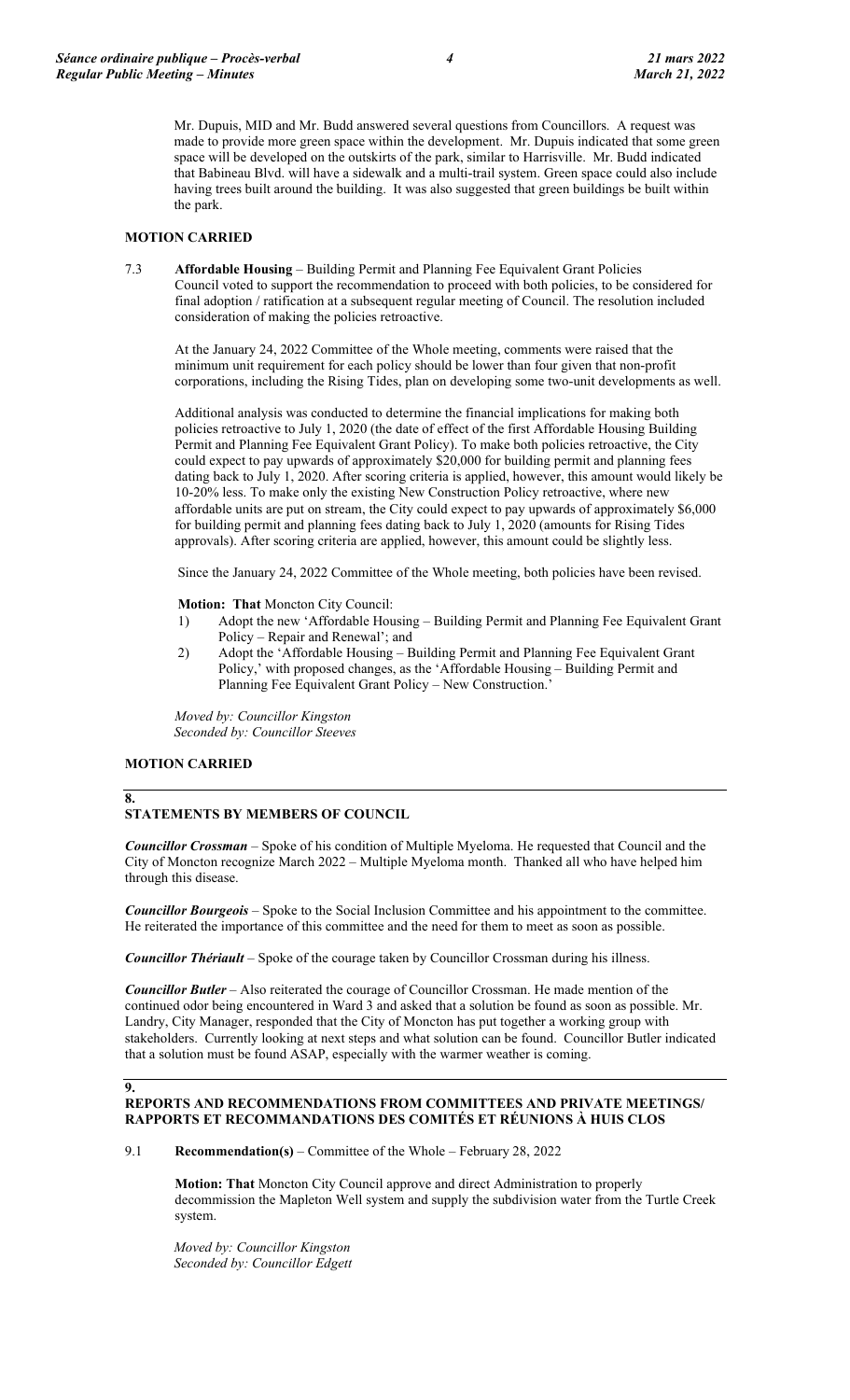Mr. Dupuis, MID and Mr. Budd answered several questions from Councillors. A request was made to provide more green space within the development. Mr. Dupuis indicated that some green space will be developed on the outskirts of the park, similar to Harrisville. Mr. Budd indicated that Babineau Blvd. will have a sidewalk and a multi-trail system. Green space could also include having trees built around the building. It was also suggested that green buildings be built within the park.

**MOTION CARRIED**

7.3 **Affordable Housing** – Building Permit and Planning Fee Equivalent Grant Policies
Council voted to support the recommendation to proceed with both policies, to be considered for final adoption / ratification at a subsequent regular meeting of Council. The resolution included consideration of making the policies retroactive.

At the January 24, 2022 Committee of the Whole meeting, comments were raised that the minimum unit requirement for each policy should be lower than four given that non-profit corporations, including the Rising Tides, plan on developing some two-unit developments as well.

Additional analysis was conducted to determine the financial implications for making both policies retroactive to July 1, 2020 (the date of effect of the first Affordable Housing Building Permit and Planning Fee Equivalent Grant Policy). To make both policies retroactive, the City could expect to pay upwards of approximately $20,000 for building permit and planning fees dating back to July 1, 2020. After scoring criteria is applied, however, this amount would likely be 10-20% less. To make only the existing New Construction Policy retroactive, where new affordable units are put on stream, the City could expect to pay upwards of approximately $6,000 for building permit and planning fees dating back to July 1, 2020 (amounts for Rising Tides approvals). After scoring criteria are applied, however, this amount could be slightly less.

Since the January 24, 2022 Committee of the Whole meeting, both policies have been revised.

**Motion: That** Moncton City Council:

1) Adopt the new 'Affordable Housing – Building Permit and Planning Fee Equivalent Grant Policy – Repair and Renewal'; and
2) Adopt the 'Affordable Housing – Building Permit and Planning Fee Equivalent Grant Policy,' with proposed changes, as the 'Affordable Housing – Building Permit and Planning Fee Equivalent Grant Policy – New Construction.'

*Moved by: Councillor Kingston*
*Seconded by: Councillor Steeves*

**MOTION CARRIED**

## 8. STATEMENTS BY MEMBERS OF COUNCIL

***Councillor Crossman*** – Spoke of his condition of Multiple Myeloma. He requested that Council and the City of Moncton recognize March 2022 – Multiple Myeloma month. Thanked all who have helped him through this disease.

***Councillor Bourgeois*** – Spoke to the Social Inclusion Committee and his appointment to the committee. He reiterated the importance of this committee and the need for them to meet as soon as possible.

***Councillor Thériault*** – Spoke of the courage taken by Councillor Crossman during his illness.

***Councillor Butler*** – Also reiterated the courage of Councillor Crossman. He made mention of the continued odor being encountered in Ward 3 and asked that a solution be found as soon as possible. Mr. Landry, City Manager, responded that the City of Moncton has put together a working group with stakeholders. Currently looking at next steps and what solution can be found. Councillor Butler indicated that a solution must be found ASAP, especially with the warmer weather is coming.

## 9. REPORTS AND RECOMMENDATIONS FROM COMMITTEES AND PRIVATE MEETINGS/ RAPPORTS ET RECOMMANDATIONS DES COMITÉS ET RÉUNIONS À HUIS CLOS

9.1 **Recommendation(s)** – Committee of the Whole – February 28, 2022

**Motion: That** Moncton City Council approve and direct Administration to properly decommission the Mapleton Well system and supply the subdivision water from the Turtle Creek system.

*Moved by: Councillor Kingston*
*Seconded by: Councillor Edgett*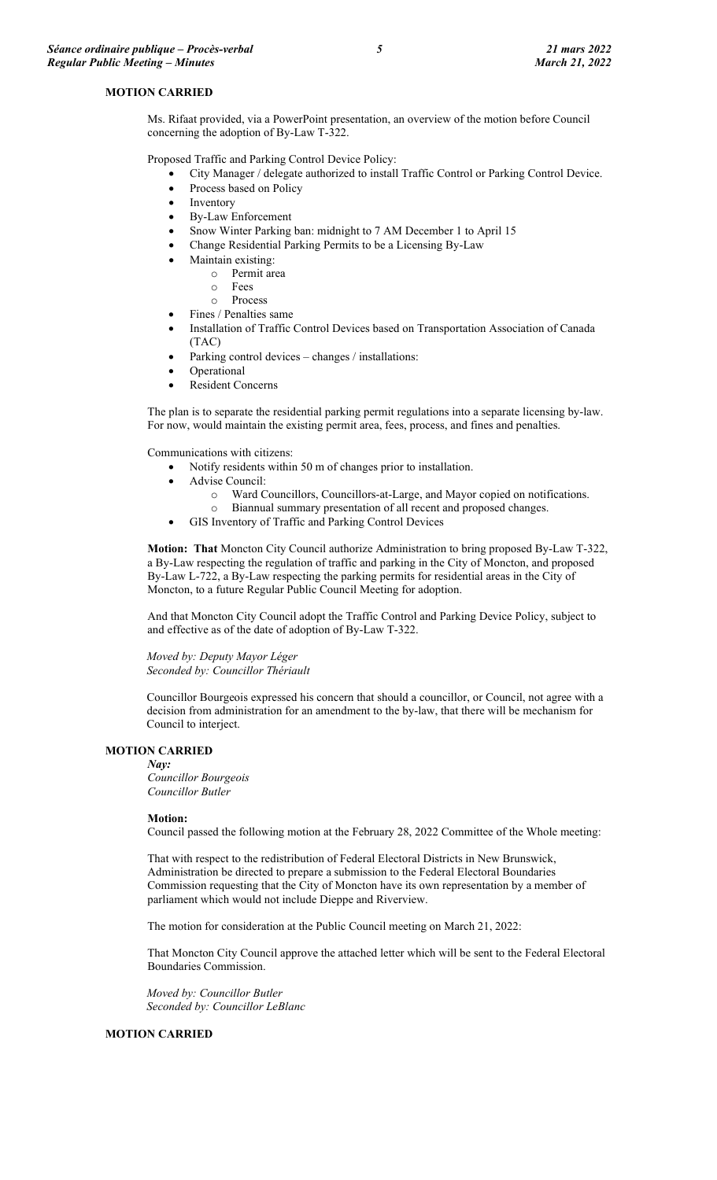**MOTION CARRIED**

Ms. Rifaat provided, via a PowerPoint presentation, an overview of the motion before Council concerning the adoption of By-Law T-322.

Proposed Traffic and Parking Control Device Policy:

- City Manager / delegate authorized to install Traffic Control or Parking Control Device.
- Process based on Policy
- Inventory
- By-Law Enforcement
- Snow Winter Parking ban: midnight to 7 AM December 1 to April 15
- Change Residential Parking Permits to be a Licensing By-Law
- Maintain existing:
  - Permit area
  - Fees
  - Process
- Fines / Penalties same
- Installation of Traffic Control Devices based on Transportation Association of Canada (TAC)
- Parking control devices – changes / installations:
- Operational
- Resident Concerns

The plan is to separate the residential parking permit regulations into a separate licensing by-law. For now, would maintain the existing permit area, fees, process, and fines and penalties.

Communications with citizens:

- Notify residents within 50 m of changes prior to installation.
- Advise Council:
  - Ward Councillors, Councillors-at-Large, and Mayor copied on notifications.
  - Biannual summary presentation of all recent and proposed changes.
- GIS Inventory of Traffic and Parking Control Devices

**Motion: That** Moncton City Council authorize Administration to bring proposed By-Law T-322, a By-Law respecting the regulation of traffic and parking in the City of Moncton, and proposed By-Law L-722, a By-Law respecting the parking permits for residential areas in the City of Moncton, to a future Regular Public Council Meeting for adoption.

And that Moncton City Council adopt the Traffic Control and Parking Device Policy, subject to and effective as of the date of adoption of By-Law T-322.

*Moved by: Deputy Mayor Léger*
*Seconded by: Councillor Thériault*

Councillor Bourgeois expressed his concern that should a councillor, or Council, not agree with a decision from administration for an amendment to the by-law, that there will be mechanism for Council to interject.

**MOTION CARRIED**

***Nay:***
*Councillor Bourgeois*
*Councillor Butler*

**Motion:**
Council passed the following motion at the February 28, 2022 Committee of the Whole meeting:

That with respect to the redistribution of Federal Electoral Districts in New Brunswick, Administration be directed to prepare a submission to the Federal Electoral Boundaries Commission requesting that the City of Moncton have its own representation by a member of parliament which would not include Dieppe and Riverview.

The motion for consideration at the Public Council meeting on March 21, 2022:

That Moncton City Council approve the attached letter which will be sent to the Federal Electoral Boundaries Commission.

*Moved by: Councillor Butler*
*Seconded by: Councillor LeBlanc*

**MOTION CARRIED**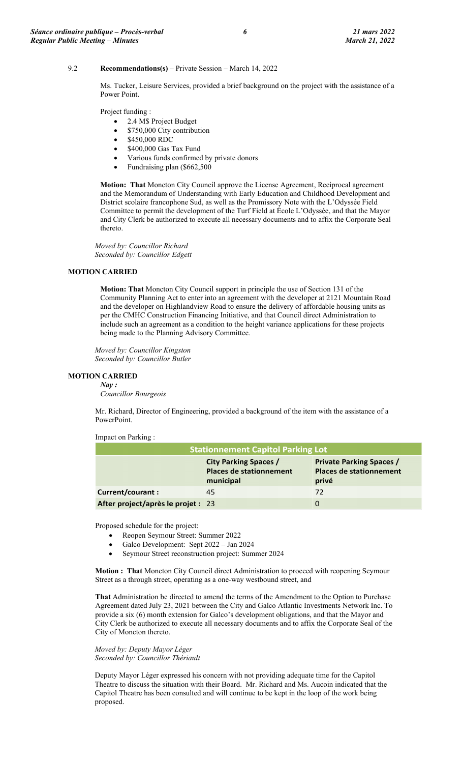9.2 **Recommendations(s)** – Private Session – March 14, 2022

Ms. Tucker, Leisure Services, provided a brief background on the project with the assistance of a Power Point.

Project funding :

- 2.4 M$ Project Budget
- $750,000 City contribution
- $450,000 RDC
- $400,000 Gas Tax Fund
- Various funds confirmed by private donors
- Fundraising plan ($662,500

**Motion: That** Moncton City Council approve the License Agreement, Reciprocal agreement and the Memorandum of Understanding with Early Education and Childhood Development and District scolaire francophone Sud, as well as the Promissory Note with the L'Odyssée Field Committee to permit the development of the Turf Field at École L'Odyssée, and that the Mayor and City Clerk be authorized to execute all necessary documents and to affix the Corporate Seal thereto.

*Moved by: Councillor Richard*
*Seconded by: Councillor Edgett*

**MOTION CARRIED**

**Motion: That** Moncton City Council support in principle the use of Section 131 of the Community Planning Act to enter into an agreement with the developer at 2121 Mountain Road and the developer on Highlandview Road to ensure the delivery of affordable housing units as per the CMHC Construction Financing Initiative, and that Council direct Administration to include such an agreement as a condition to the height variance applications for these projects being made to the Planning Advisory Committee.

*Moved by: Councillor Kingston*
*Seconded by: Councillor Butler*

**MOTION CARRIED**

***Nay :***
*Councillor Bourgeois*

Mr. Richard, Director of Engineering, provided a background of the item with the assistance of a PowerPoint.

Impact on Parking :

| Stationnement Capitol Parking Lot | | |
|---|---|---|
| | **City Parking Spaces / Places de stationnement municipal** | **Private Parking Spaces / Places de stationnement privé** |
| **Current/courant :** | 45 | 72 |
| **After project/après le projet :** | 23 | 0 |

Proposed schedule for the project:

- Reopen Seymour Street: Summer 2022
- Galco Development: Sept 2022 – Jan 2024
- Seymour Street reconstruction project: Summer 2024

**Motion : That** Moncton City Council direct Administration to proceed with reopening Seymour Street as a through street, operating as a one-way westbound street, and

**That** Administration be directed to amend the terms of the Amendment to the Option to Purchase Agreement dated July 23, 2021 between the City and Galco Atlantic Investments Network Inc. To provide a six (6) month extension for Galco's development obligations, and that the Mayor and City Clerk be authorized to execute all necessary documents and to affix the Corporate Seal of the City of Moncton thereto.

*Moved by: Deputy Mayor Léger*
*Seconded by: Councillor Thériault*

Deputy Mayor Léger expressed his concern with not providing adequate time for the Capitol Theatre to discuss the situation with their Board. Mr. Richard and Ms. Aucoin indicated that the Capitol Theatre has been consulted and will continue to be kept in the loop of the work being proposed.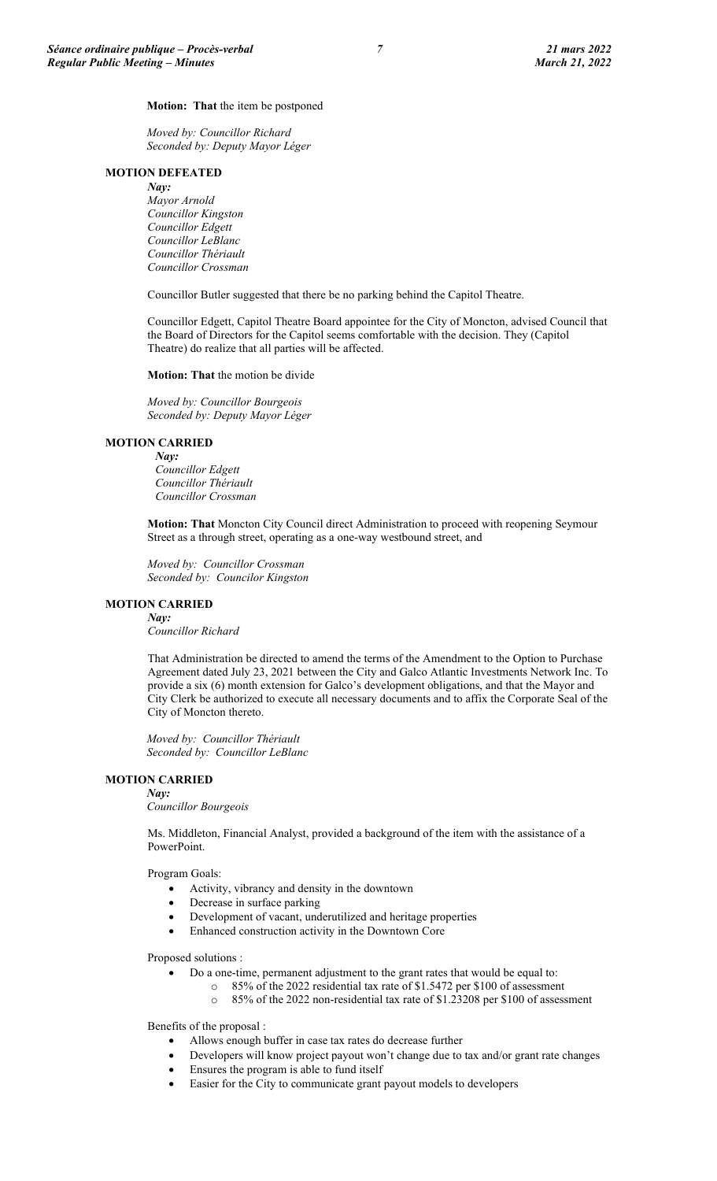**Motion: That** the item be postponed

*Moved by: Councillor Richard*
*Seconded by: Deputy Mayor Léger*

**MOTION DEFEATED**

*Nay:*
*Mayor Arnold*
*Councillor Kingston*
*Councillor Edgett*
*Councillor LeBlanc*
*Councillor Thériault*
*Councillor Crossman*

Councillor Butler suggested that there be no parking behind the Capitol Theatre.

Councillor Edgett, Capitol Theatre Board appointee for the City of Moncton, advised Council that the Board of Directors for the Capitol seems comfortable with the decision. They (Capitol Theatre) do realize that all parties will be affected.

**Motion: That** the motion be divide

*Moved by: Councillor Bourgeois*
*Seconded by: Deputy Mayor Léger*

**MOTION CARRIED**

*Nay:*
*Councillor Edgett*
*Councillor Thériault*
*Councillor Crossman*

**Motion: That** Moncton City Council direct Administration to proceed with reopening Seymour Street as a through street, operating as a one-way westbound street, and

*Moved by: Councillor Crossman*
*Seconded by: Councilor Kingston*

**MOTION CARRIED**

*Nay:*
*Councillor Richard*

That Administration be directed to amend the terms of the Amendment to the Option to Purchase Agreement dated July 23, 2021 between the City and Galco Atlantic Investments Network Inc. To provide a six (6) month extension for Galco's development obligations, and that the Mayor and City Clerk be authorized to execute all necessary documents and to affix the Corporate Seal of the City of Moncton thereto.

*Moved by: Councillor Thériault*
*Seconded by: Councillor LeBlanc*

**MOTION CARRIED**

*Nay:*
*Councillor Bourgeois*

Ms. Middleton, Financial Analyst, provided a background of the item with the assistance of a PowerPoint.

Program Goals:

- Activity, vibrancy and density in the downtown
- Decrease in surface parking
- Development of vacant, underutilized and heritage properties
- Enhanced construction activity in the Downtown Core

Proposed solutions :

- Do a one-time, permanent adjustment to the grant rates that would be equal to:
  - 85% of the 2022 residential tax rate of $1.5472 per $100 of assessment
  - 85% of the 2022 non-residential tax rate of $1.23208 per $100 of assessment

Benefits of the proposal :

- Allows enough buffer in case tax rates do decrease further
- Developers will know project payout won't change due to tax and/or grant rate changes
- Ensures the program is able to fund itself
- Easier for the City to communicate grant payout models to developers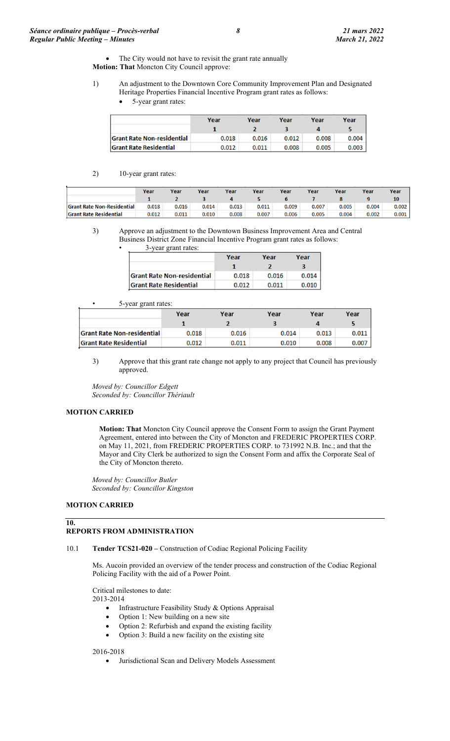- The City would not have to revisit the grant rate annually

**Motion: That** Moncton City Council approve:

1) An adjustment to the Downtown Core Community Improvement Plan and Designated Heritage Properties Financial Incentive Program grant rates as follows:
   - 5-year grant rates:

| | Year 1 | Year 2 | Year 3 | Year 4 | Year 5 |
|---|---|---|---|---|---|
| Grant Rate Non-residential | 0.018 | 0.016 | 0.012 | 0.008 | 0.004 |
| Grant Rate Residential | 0.012 | 0.011 | 0.008 | 0.005 | 0.003 |

2) 10-year grant rates:

| | Year 1 | Year 2 | Year 3 | Year 4 | Year 5 | Year 6 | Year 7 | Year 8 | Year 9 | Year 10 |
|---|---|---|---|---|---|---|---|---|---|---|
| Grant Rate Non-Residential | 0.018 | 0.016 | 0.014 | 0.013 | 0.011 | 0.009 | 0.007 | 0.005 | 0.004 | 0.002 |
| Grant Rate Residential | 0.012 | 0.011 | 0.010 | 0.008 | 0.007 | 0.006 | 0.005 | 0.004 | 0.002 | 0.001 |

3) Approve an adjustment to the Downtown Business Improvement Area and Central Business District Zone Financial Incentive Program grant rates as follows:
   - 3-year grant rates:

| | Year 1 | Year 2 | Year 3 |
|---|---|---|---|
| Grant Rate Non-residential | 0.018 | 0.016 | 0.014 |
| Grant Rate Residential | 0.012 | 0.011 | 0.010 |

   - 5-year grant rates:

| | Year 1 | Year 2 | Year 3 | Year 4 | Year 5 |
|---|---|---|---|---|---|
| Grant Rate Non-residential | 0.018 | 0.016 | 0.014 | 0.013 | 0.011 |
| Grant Rate Residential | 0.012 | 0.011 | 0.010 | 0.008 | 0.007 |

3) Approve that this grant rate change not apply to any project that Council has previously approved.

*Moved by: Councillor Edgett*
*Seconded by: Councillor Thériault*

**MOTION CARRIED**

**Motion: That** Moncton City Council approve the Consent Form to assign the Grant Payment Agreement, entered into between the City of Moncton and FREDERIC PROPERTIES CORP. on May 11, 2021, from FREDERIC PROPERTIES CORP. to 731992 N.B. Inc.; and that the Mayor and City Clerk be authorized to sign the Consent Form and affix the Corporate Seal of the City of Moncton thereto.

*Moved by: Councillor Butler*
*Seconded by: Councillor Kingston*

**MOTION CARRIED**

## 10. REPORTS FROM ADMINISTRATION

10.1 **Tender TCS21-020 –** Construction of Codiac Regional Policing Facility

Ms. Aucoin provided an overview of the tender process and construction of the Codiac Regional Policing Facility with the aid of a Power Point.

Critical milestones to date:

2013-2014

- Infrastructure Feasibility Study & Options Appraisal
- Option 1: New building on a new site
- Option 2: Refurbish and expand the existing facility
- Option 3: Build a new facility on the existing site

2016-2018

- Jurisdictional Scan and Delivery Models Assessment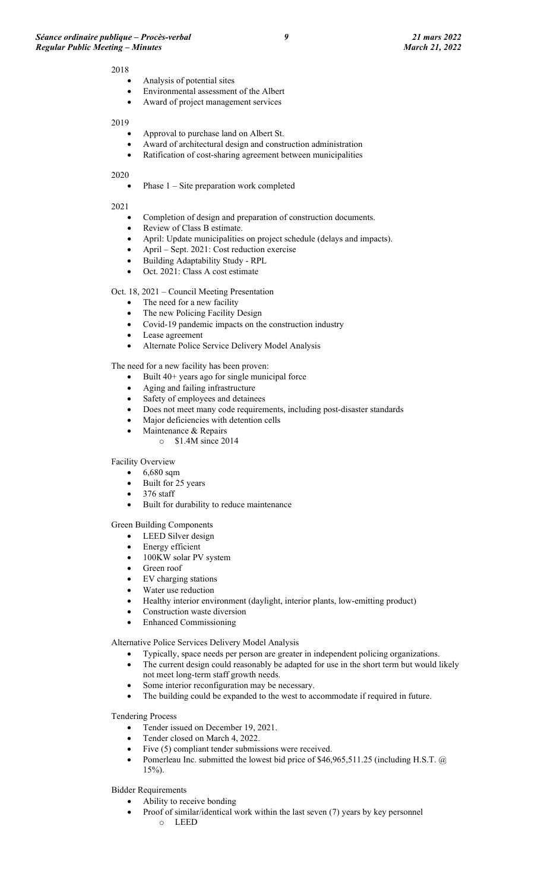2018

- Analysis of potential sites
- Environmental assessment of the Albert
- Award of project management services

2019

- Approval to purchase land on Albert St.
- Award of architectural design and construction administration
- Ratification of cost-sharing agreement between municipalities

2020

- Phase 1 – Site preparation work completed

2021

- Completion of design and preparation of construction documents.
- Review of Class B estimate.
- April: Update municipalities on project schedule (delays and impacts).
- April – Sept. 2021: Cost reduction exercise
- Building Adaptability Study - RPL
- Oct. 2021: Class A cost estimate

Oct. 18, 2021 – Council Meeting Presentation

- The need for a new facility
- The new Policing Facility Design
- Covid-19 pandemic impacts on the construction industry
- Lease agreement
- Alternate Police Service Delivery Model Analysis

The need for a new facility has been proven:

- Built 40+ years ago for single municipal force
- Aging and failing infrastructure
- Safety of employees and detainees
- Does not meet many code requirements, including post-disaster standards
- Major deficiencies with detention cells
- Maintenance & Repairs
  - $1.4M since 2014

Facility Overview

- 6,680 sqm
- Built for 25 years
- 376 staff
- Built for durability to reduce maintenance

Green Building Components

- LEED Silver design
- Energy efficient
- 100KW solar PV system
- Green roof
- EV charging stations
- Water use reduction
- Healthy interior environment (daylight, interior plants, low-emitting product)
- Construction waste diversion
- Enhanced Commissioning

Alternative Police Services Delivery Model Analysis

- Typically, space needs per person are greater in independent policing organizations.
- The current design could reasonably be adapted for use in the short term but would likely not meet long-term staff growth needs.
- Some interior reconfiguration may be necessary.
- The building could be expanded to the west to accommodate if required in future.

Tendering Process

- Tender issued on December 19, 2021.
- Tender closed on March 4, 2022.
- Five (5) compliant tender submissions were received.
- Pomerleau Inc. submitted the lowest bid price of $46,965,511.25 (including H.S.T. @ 15%).

Bidder Requirements

- Ability to receive bonding
- Proof of similar/identical work within the last seven (7) years by key personnel
  - LEED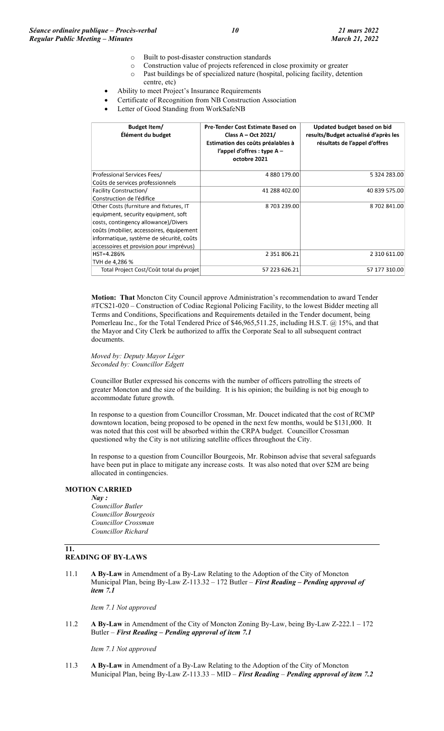- Built to post-disaster construction standards
  - Construction value of projects referenced in close proximity or greater
  - Past buildings be of specialized nature (hospital, policing facility, detention centre, etc)
- Ability to meet Project's Insurance Requirements
- Certificate of Recognition from NB Construction Association
- Letter of Good Standing from WorkSafeNB

| Budget Item/ Élément du budget | Pre-Tender Cost Estimate Based on Class A – Oct 2021/ Estimation des coûts préalables à l'appel d'offres : type A – octobre 2021 | Updated budget based on bid results/Budget actualisé d'après les résultats de l'appel d'offres |
|---|---|---|
| Professional Services Fees/ Coûts de services professionnels | 4 880 179.00 | 5 324 283.00 |
| Facility Construction/ Construction de l'édifice | 41 288 402.00 | 40 839 575.00 |
| Other Costs (furniture and fixtures, IT equipment, security equipment, soft costs, contingency allowance)/Divers coûts (mobilier, accessoires, équipement informatique, système de sécurité, coûts accessoires et provision pour imprévus) | 8 703 239.00 | 8 702 841.00 |
| HST=4.286% TVH de 4,286 % | 2 351 806.21 | 2 310 611.00 |
| Total Project Cost/Coût total du projet | 57 223 626.21 | 57 177 310.00 |

**Motion: That** Moncton City Council approve Administration's recommendation to award Tender #TCS21-020 – Construction of Codiac Regional Policing Facility, to the lowest Bidder meeting all Terms and Conditions, Specifications and Requirements detailed in the Tender document, being Pomerleau Inc., for the Total Tendered Price of $46,965,511.25, including H.S.T. @ 15%, and that the Mayor and City Clerk be authorized to affix the Corporate Seal to all subsequent contract documents.

*Moved by: Deputy Mayor Léger*
*Seconded by: Councillor Edgett*

Councillor Butler expressed his concerns with the number of officers patrolling the streets of greater Moncton and the size of the building. It is his opinion; the building is not big enough to accommodate future growth.

In response to a question from Councillor Crossman, Mr. Doucet indicated that the cost of RCMP downtown location, being proposed to be opened in the next few months, would be $131,000. It was noted that this cost will be absorbed within the CRPA budget. Councillor Crossman questioned why the City is not utilizing satellite offices throughout the City.

In response to a question from Councillor Bourgeois, Mr. Robinson advise that several safeguards have been put in place to mitigate any increase costs. It was also noted that over $2M are being allocated in contingencies.

**MOTION CARRIED**

***Nay :***
*Councillor Butler*
*Councillor Bourgeois*
*Councillor Crossman*
*Councillor Richard*

## 11. READING OF BY-LAWS

11.1 **A By-Law** in Amendment of a By-Law Relating to the Adoption of the City of Moncton Municipal Plan, being By-Law Z-113.32 – 172 Butler – ***First Reading – Pending approval of item 7.1***

*Item 7.1 Not approved*

11.2 **A By-Law** in Amendment of the City of Moncton Zoning By-Law, being By-Law Z-222.1 – 172 Butler – ***First Reading – Pending approval of item 7.1***

*Item 7.1 Not approved*

11.3 **A By-Law** in Amendment of a By-Law Relating to the Adoption of the City of Moncton Municipal Plan, being By-Law Z-113.33 – MID – ***First Reading*** – ***Pending approval of item 7.2***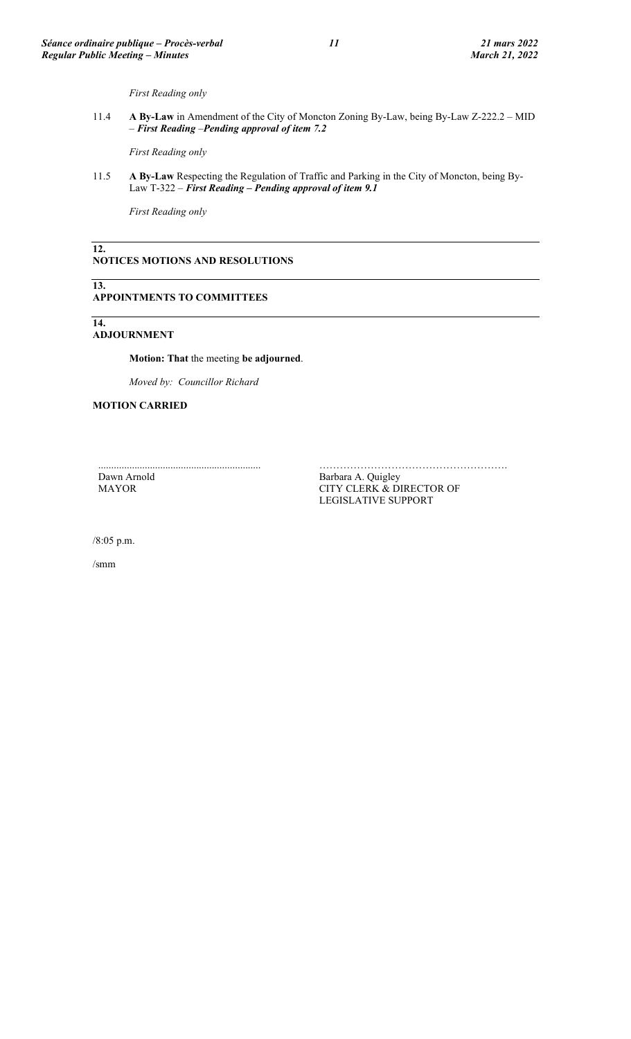*First Reading only*

11.4 **A By-Law** in Amendment of the City of Moncton Zoning By-Law, being By-Law Z-222.2 – MID – ***First Reading –Pending approval of item 7.2***

*First Reading only*

11.5 **A By-Law** Respecting the Regulation of Traffic and Parking in the City of Moncton, being By-Law T-322 – ***First Reading – Pending approval of item 9.1***

*First Reading only*

## 12. NOTICES MOTIONS AND RESOLUTIONS

## 13. APPOINTMENTS TO COMMITTEES

## 14. ADJOURNMENT

**Motion: That** the meeting **be adjourned**.

*Moved by: Councillor Richard*

**MOTION CARRIED**

.............................................................
Dawn Arnold
MAYOR

……………………………………………….
Barbara A. Quigley
CITY CLERK & DIRECTOR OF LEGISLATIVE SUPPORT

/8:05 p.m.

/smm